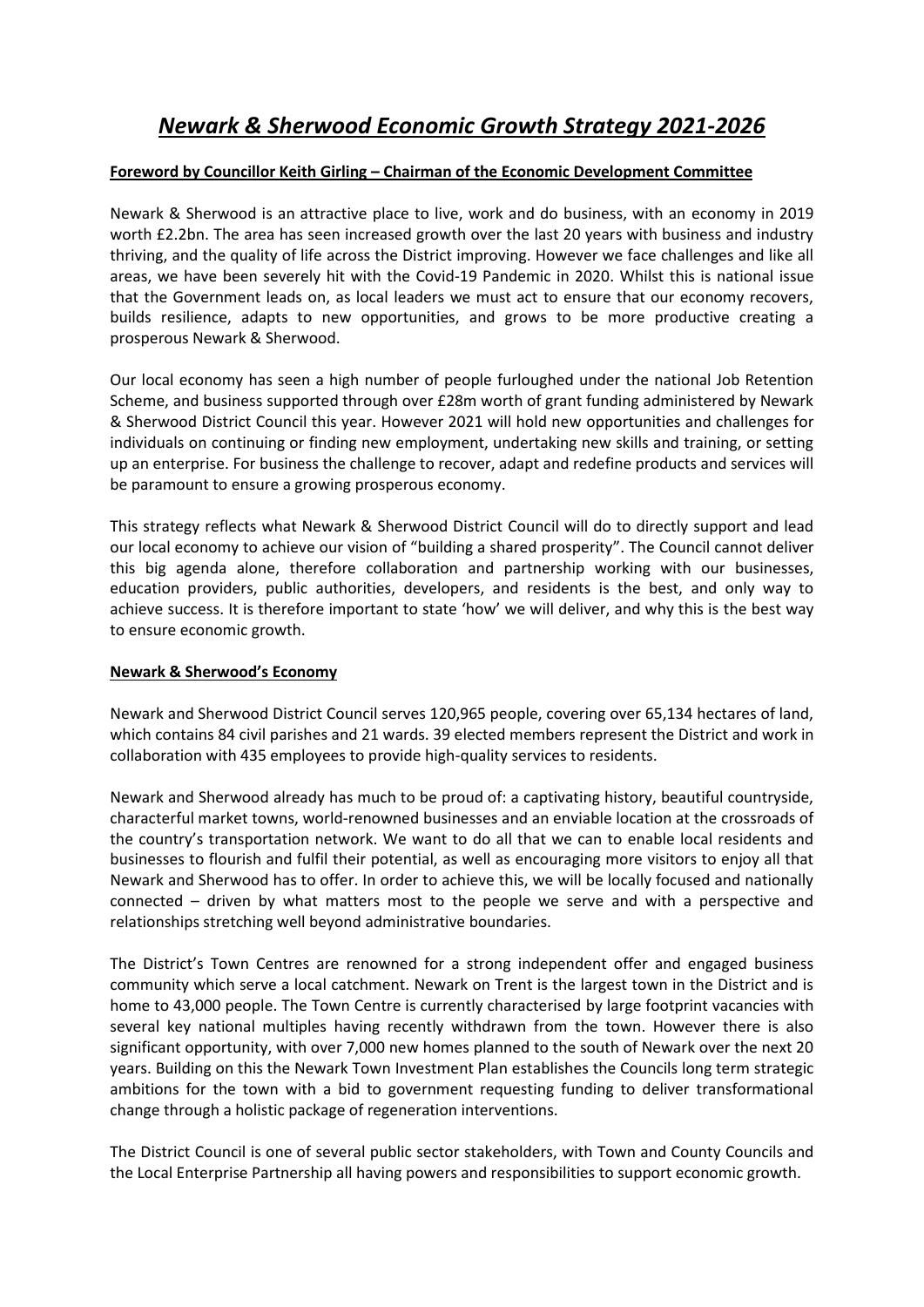# *Newark & Sherwood Economic Growth Strategy 2021-2026*

**Foreword by Councillor Keith Girling – Chairman of the Economic Development Committee**

Newark & Sherwood is an attractive place to live, work and do business, with an economy in 2019 worth £2.2bn. The area has seen increased growth over the last 20 years with business and industry thriving, and the quality of life across the District improving. However we face challenges and like all areas, we have been severely hit with the Covid-19 Pandemic in 2020. Whilst this is national issue that the Government leads on, as local leaders we must act to ensure that our economy recovers, builds resilience, adapts to new opportunities, and grows to be more productive creating a prosperous Newark & Sherwood.

Our local economy has seen a high number of people furloughed under the national Job Retention Scheme, and business supported through over £28m worth of grant funding administered by Newark & Sherwood District Council this year. However 2021 will hold new opportunities and challenges for individuals on continuing or finding new employment, undertaking new skills and training, or setting up an enterprise. For business the challenge to recover, adapt and redefine products and services will be paramount to ensure a growing prosperous economy.

This strategy reflects what Newark & Sherwood District Council will do to directly support and lead our local economy to achieve our vision of "building a shared prosperity". The Council cannot deliver this big agenda alone, therefore collaboration and partnership working with our businesses, education providers, public authorities, developers, and residents is the best, and only way to achieve success. It is therefore important to state 'how' we will deliver, and why this is the best way to ensure economic growth.

**Newark & Sherwood's Economy**

Newark and Sherwood District Council serves 120,965 people, covering over 65,134 hectares of land, which contains 84 civil parishes and 21 wards. 39 elected members represent the District and work in collaboration with 435 employees to provide high-quality services to residents.

Newark and Sherwood already has much to be proud of: a captivating history, beautiful countryside, characterful market towns, world-renowned businesses and an enviable location at the crossroads of the country's transportation network. We want to do all that we can to enable local residents and businesses to flourish and fulfil their potential, as well as encouraging more visitors to enjoy all that Newark and Sherwood has to offer. In order to achieve this, we will be locally focused and nationally connected – driven by what matters most to the people we serve and with a perspective and relationships stretching well beyond administrative boundaries.

The District's Town Centres are renowned for a strong independent offer and engaged business community which serve a local catchment. Newark on Trent is the largest town in the District and is home to 43,000 people. The Town Centre is currently characterised by large footprint vacancies with several key national multiples having recently withdrawn from the town. However there is also significant opportunity, with over 7,000 new homes planned to the south of Newark over the next 20 years. Building on this the Newark Town Investment Plan establishes the Councils long term strategic ambitions for the town with a bid to government requesting funding to deliver transformational change through a holistic package of regeneration interventions.

The District Council is one of several public sector stakeholders, with Town and County Councils and the Local Enterprise Partnership all having powers and responsibilities to support economic growth.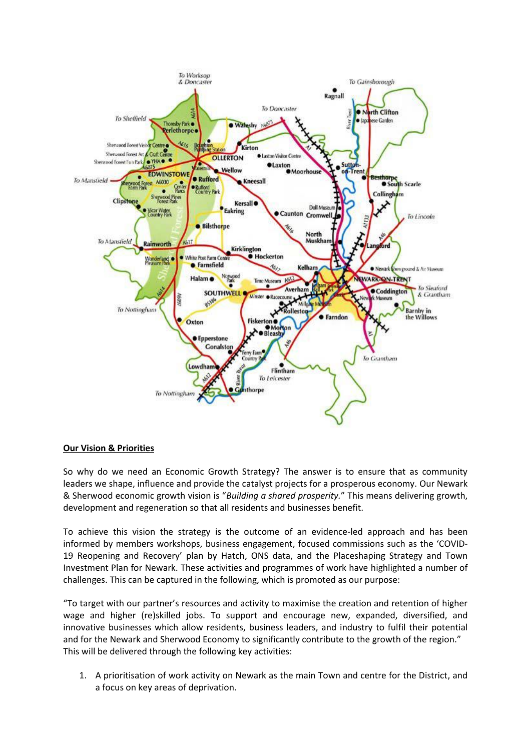## Our Vision & Priorities

So why do we need an Economic Growth Strategy? The answer is to ensure that as community leaders we shape, influence and provide the catalyst projects for a prosperous economy. Our Newark & Sherwood economic growth vision is "*Building a shared prosperity.*" This means delivering growth, development and regeneration so that all residents and businesses benefit.

To achieve this vision the strategy is the outcome of an evidence-led approach and has been informed by members workshops, business engagement, focused commissions such as the 'COVID-19 Reopening and Recovery' plan by Hatch, ONS data, and the Placeshaping Strategy and Town Investment Plan for Newark. These activities and programmes of work have highlighted a number of challenges. This can be captured in the following, which is promoted as our purpose:

"To target with our partner's resources and activity to maximise the creation and retention of higher wage and higher (re)skilled jobs. To support and encourage new, expanded, diversified, and innovative businesses which allow residents, business leaders, and industry to fulfil their potential and for the Newark and Sherwood Economy to significantly contribute to the growth of the region." This will be delivered through the following key activities:

1. A prioritisation of work activity on Newark as the main Town and centre for the District, and a focus on key areas of deprivation.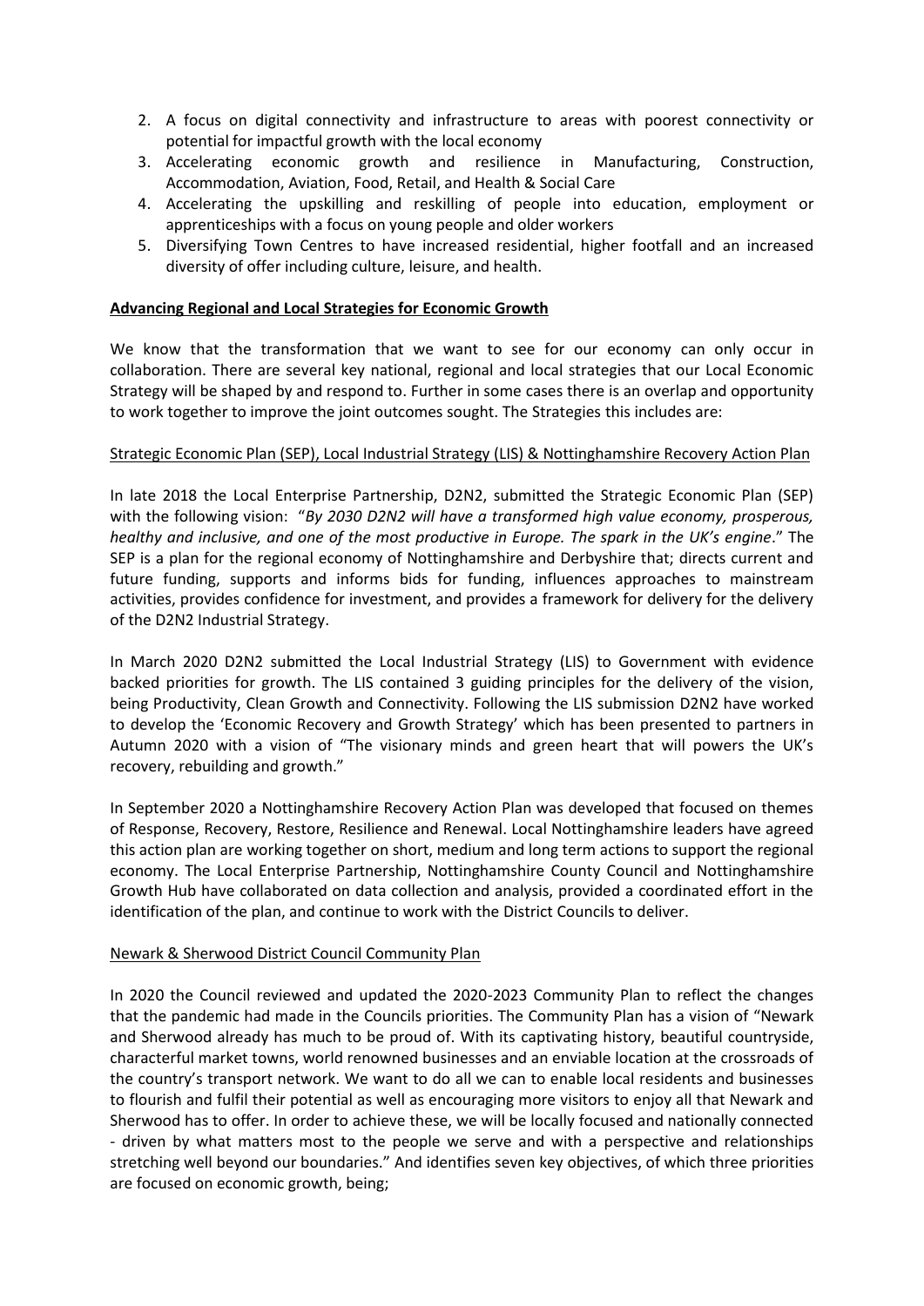2. A focus on digital connectivity and infrastructure to areas with poorest connectivity or potential for impactful growth with the local economy
3. Accelerating economic growth and resilience in Manufacturing, Construction, Accommodation, Aviation, Food, Retail, and Health & Social Care
4. Accelerating the upskilling and reskilling of people into education, employment or apprenticeships with a focus on young people and older workers
5. Diversifying Town Centres to have increased residential, higher footfall and an increased diversity of offer including culture, leisure, and health.

## Advancing Regional and Local Strategies for Economic Growth

We know that the transformation that we want to see for our economy can only occur in collaboration. There are several key national, regional and local strategies that our Local Economic Strategy will be shaped by and respond to. Further in some cases there is an overlap and opportunity to work together to improve the joint outcomes sought. The Strategies this includes are:

### Strategic Economic Plan (SEP), Local Industrial Strategy (LIS) & Nottinghamshire Recovery Action Plan

In late 2018 the Local Enterprise Partnership, D2N2, submitted the Strategic Economic Plan (SEP) with the following vision: "*By 2030 D2N2 will have a transformed high value economy, prosperous, healthy and inclusive, and one of the most productive in Europe. The spark in the UK's engine*." The SEP is a plan for the regional economy of Nottinghamshire and Derbyshire that; directs current and future funding, supports and informs bids for funding, influences approaches to mainstream activities, provides confidence for investment, and provides a framework for delivery for the delivery of the D2N2 Industrial Strategy.

In March 2020 D2N2 submitted the Local Industrial Strategy (LIS) to Government with evidence backed priorities for growth. The LIS contained 3 guiding principles for the delivery of the vision, being Productivity, Clean Growth and Connectivity. Following the LIS submission D2N2 have worked to develop the 'Economic Recovery and Growth Strategy' which has been presented to partners in Autumn 2020 with a vision of "The visionary minds and green heart that will powers the UK's recovery, rebuilding and growth."

In September 2020 a Nottinghamshire Recovery Action Plan was developed that focused on themes of Response, Recovery, Restore, Resilience and Renewal. Local Nottinghamshire leaders have agreed this action plan are working together on short, medium and long term actions to support the regional economy. The Local Enterprise Partnership, Nottinghamshire County Council and Nottinghamshire Growth Hub have collaborated on data collection and analysis, provided a coordinated effort in the identification of the plan, and continue to work with the District Councils to deliver.

### Newark & Sherwood District Council Community Plan

In 2020 the Council reviewed and updated the 2020-2023 Community Plan to reflect the changes that the pandemic had made in the Councils priorities. The Community Plan has a vision of "Newark and Sherwood already has much to be proud of. With its captivating history, beautiful countryside, characterful market towns, world renowned businesses and an enviable location at the crossroads of the country's transport network. We want to do all we can to enable local residents and businesses to flourish and fulfil their potential as well as encouraging more visitors to enjoy all that Newark and Sherwood has to offer. In order to achieve these, we will be locally focused and nationally connected - driven by what matters most to the people we serve and with a perspective and relationships stretching well beyond our boundaries." And identifies seven key objectives, of which three priorities are focused on economic growth, being;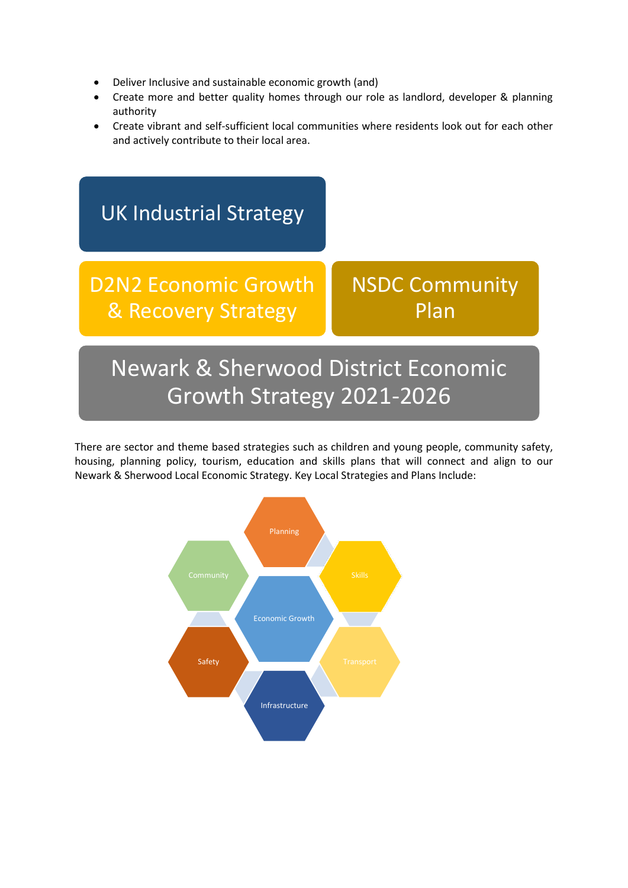- Deliver Inclusive and sustainable economic growth (and)
- Create more and better quality homes through our role as landlord, developer & planning authority
- Create vibrant and self-sufficient local communities where residents look out for each other and actively contribute to their local area.

UK Industrial Strategy

D2N2 Economic Growth & Recovery Strategy

NSDC Community Plan

Newark & Sherwood District Economic Growth Strategy 2021-2026

There are sector and theme based strategies such as children and young people, community safety, housing, planning policy, tourism, education and skills plans that will connect and align to our Newark & Sherwood Local Economic Strategy. Key Local Strategies and Plans Include:

Planning

Community

Skills

Economic Growth

Safety

Transport

Infrastructure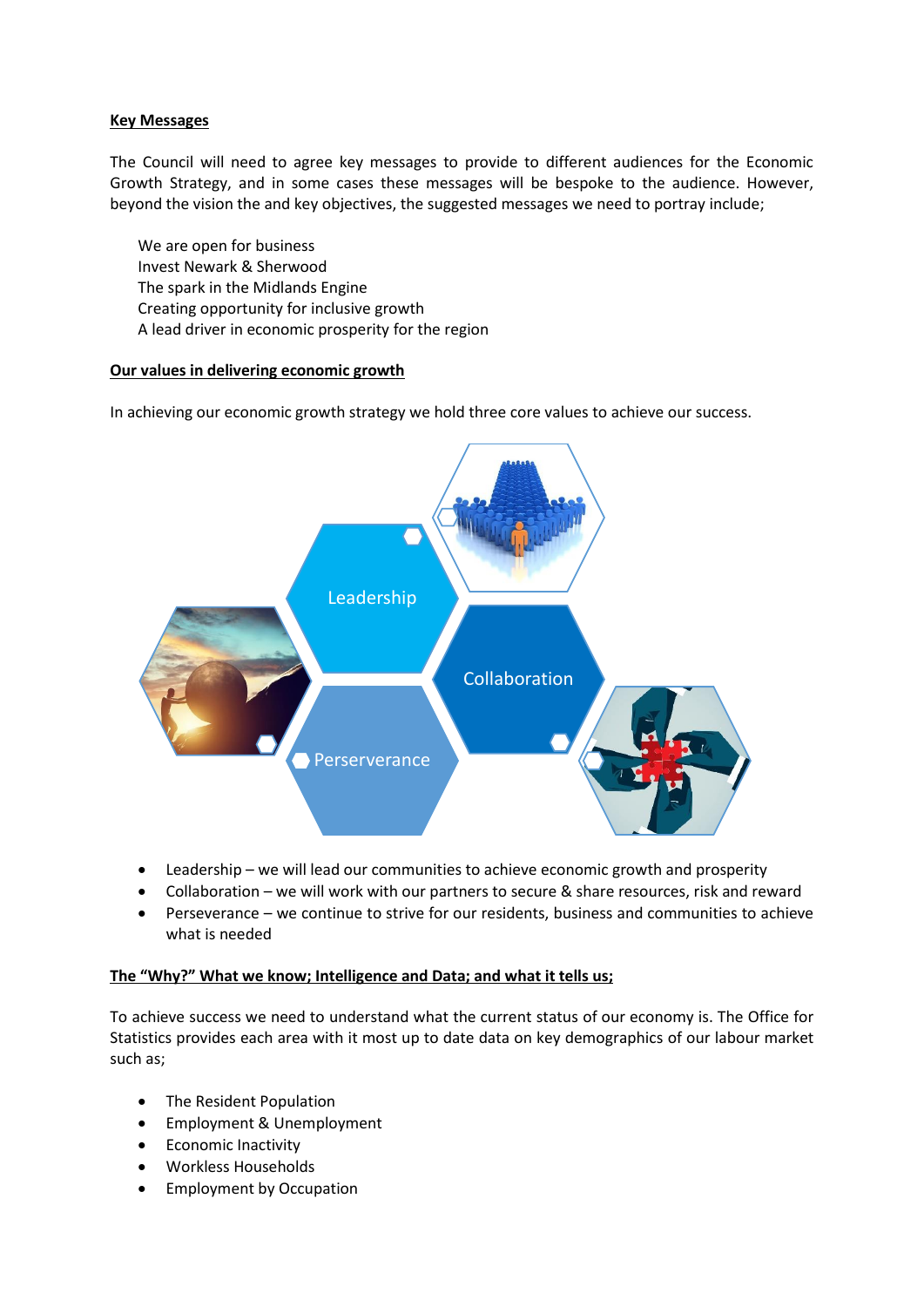**Key Messages**

The Council will need to agree key messages to provide to different audiences for the Economic Growth Strategy, and in some cases these messages will be bespoke to the audience. However, beyond the vision the and key objectives, the suggested messages we need to portray include;

We are open for business
Invest Newark & Sherwood
The spark in the Midlands Engine
Creating opportunity for inclusive growth
A lead driver in economic prosperity for the region

**Our values in delivering economic growth**

In achieving our economic growth strategy we hold three core values to achieve our success.

Leadership

Collaboration

Perserverance

- Leadership – we will lead our communities to achieve economic growth and prosperity
- Collaboration – we will work with our partners to secure & share resources, risk and reward
- Perseverance – we continue to strive for our residents, business and communities to achieve what is needed

**The "Why?" What we know; Intelligence and Data; and what it tells us;**

To achieve success we need to understand what the current status of our economy is. The Office for Statistics provides each area with it most up to date data on key demographics of our labour market such as;

- The Resident Population
- Employment & Unemployment
- Economic Inactivity
- Workless Households
- Employment by Occupation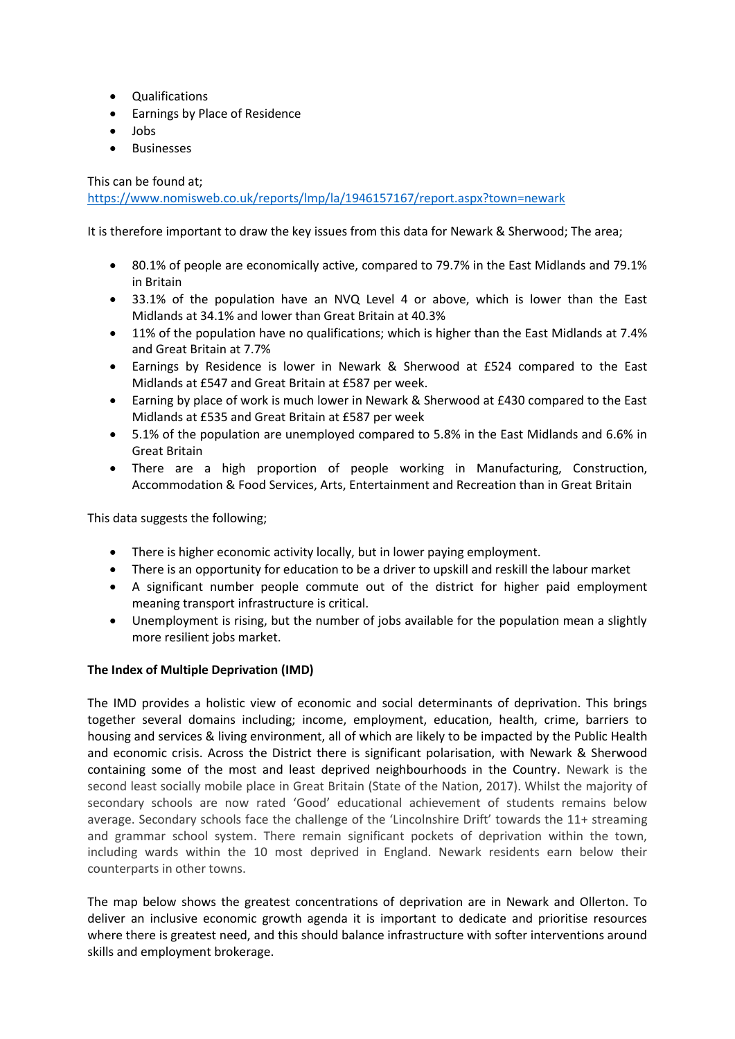- Qualifications
- Earnings by Place of Residence
- Jobs
- Businesses

This can be found at;
https://www.nomisweb.co.uk/reports/lmp/la/1946157167/report.aspx?town=newark

It is therefore important to draw the key issues from this data for Newark & Sherwood; The area;

- 80.1% of people are economically active, compared to 79.7% in the East Midlands and 79.1% in Britain
- 33.1% of the population have an NVQ Level 4 or above, which is lower than the East Midlands at 34.1% and lower than Great Britain at 40.3%
- 11% of the population have no qualifications; which is higher than the East Midlands at 7.4% and Great Britain at 7.7%
- Earnings by Residence is lower in Newark & Sherwood at £524 compared to the East Midlands at £547 and Great Britain at £587 per week.
- Earning by place of work is much lower in Newark & Sherwood at £430 compared to the East Midlands at £535 and Great Britain at £587 per week
- 5.1% of the population are unemployed compared to 5.8% in the East Midlands and 6.6% in Great Britain
- There are a high proportion of people working in Manufacturing, Construction, Accommodation & Food Services, Arts, Entertainment and Recreation than in Great Britain

This data suggests the following;

- There is higher economic activity locally, but in lower paying employment.
- There is an opportunity for education to be a driver to upskill and reskill the labour market
- A significant number people commute out of the district for higher paid employment meaning transport infrastructure is critical.
- Unemployment is rising, but the number of jobs available for the population mean a slightly more resilient jobs market.

**The Index of Multiple Deprivation (IMD)**

The IMD provides a holistic view of economic and social determinants of deprivation. This brings together several domains including; income, employment, education, health, crime, barriers to housing and services & living environment, all of which are likely to be impacted by the Public Health and economic crisis. Across the District there is significant polarisation, with Newark & Sherwood containing some of the most and least deprived neighbourhoods in the Country. Newark is the second least socially mobile place in Great Britain (State of the Nation, 2017). Whilst the majority of secondary schools are now rated 'Good' educational achievement of students remains below average. Secondary schools face the challenge of the 'Lincolnshire Drift' towards the 11+ streaming and grammar school system. There remain significant pockets of deprivation within the town, including wards within the 10 most deprived in England. Newark residents earn below their counterparts in other towns.

The map below shows the greatest concentrations of deprivation are in Newark and Ollerton. To deliver an inclusive economic growth agenda it is important to dedicate and prioritise resources where there is greatest need, and this should balance infrastructure with softer interventions around skills and employment brokerage.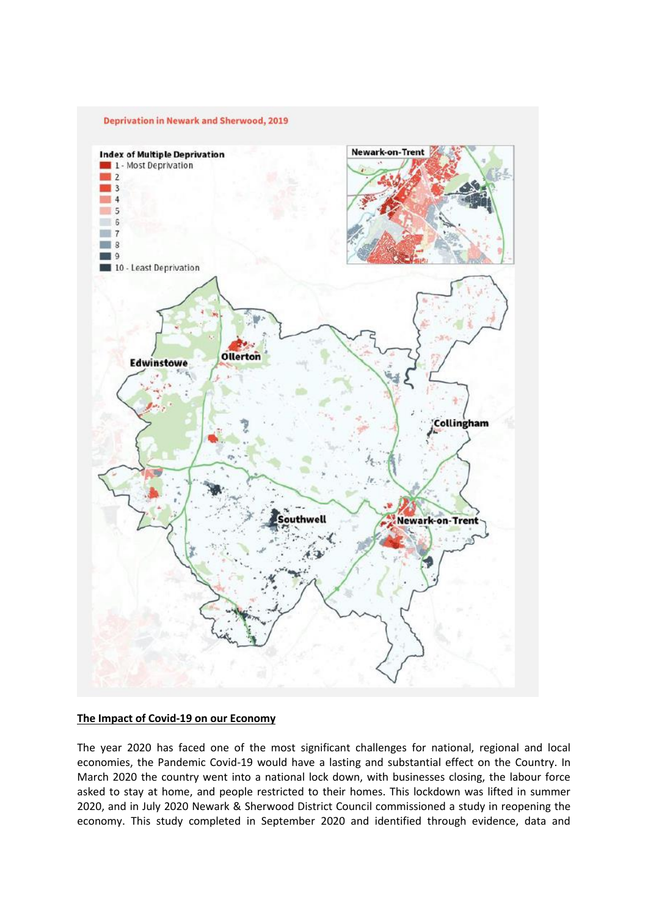Deprivation in Newark and Sherwood, 2019

**Index of Multiple Deprivation**
- 1 - Most Deprivation
- 2
- 3
- 4
- 5
- 6
- 7
- 8
- 9
- 10 - Least Deprivation

Newark-on-Trent

Edwinstowe, Ollerton, Collingham, Southwell, Newark-on-Trent

## The Impact of Covid-19 on our Economy

The year 2020 has faced one of the most significant challenges for national, regional and local economies, the Pandemic Covid-19 would have a lasting and substantial effect on the Country. In March 2020 the country went into a national lock down, with businesses closing, the labour force asked to stay at home, and people restricted to their homes. This lockdown was lifted in summer 2020, and in July 2020 Newark & Sherwood District Council commissioned a study in reopening the economy. This study completed in September 2020 and identified through evidence, data and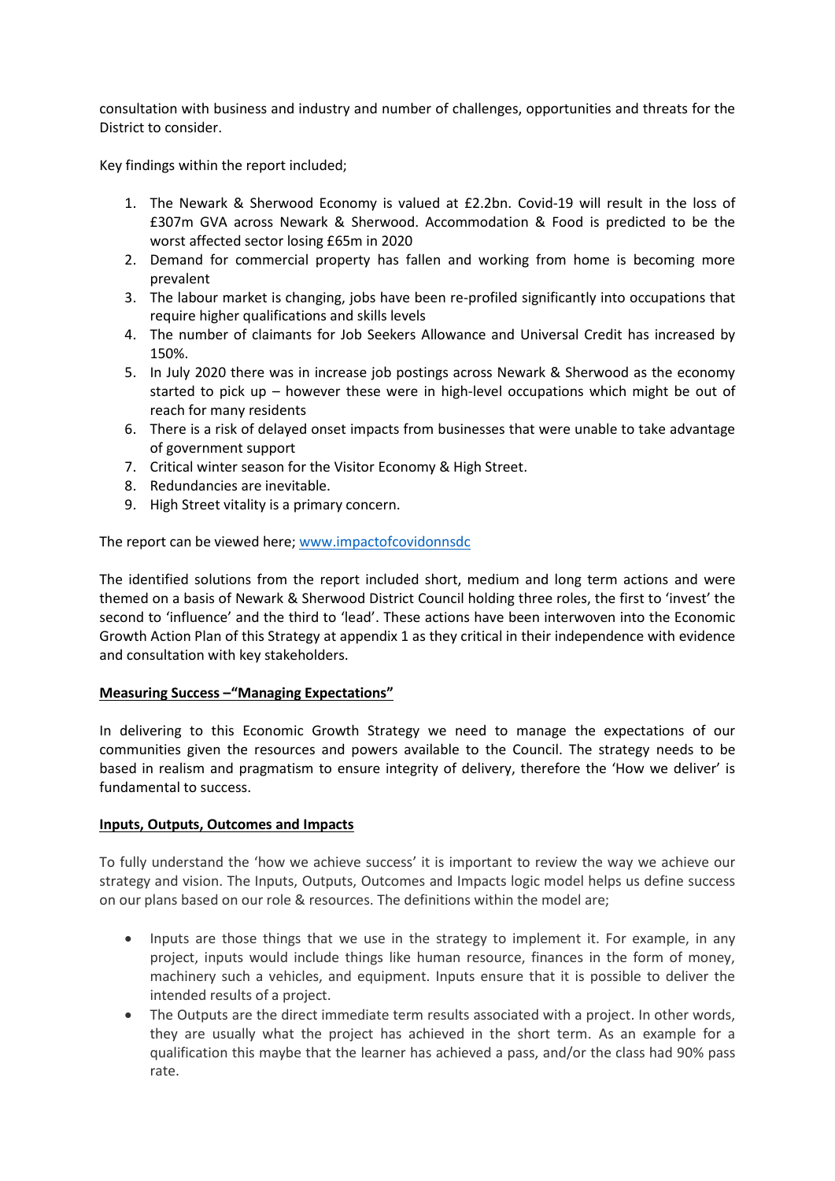consultation with business and industry and number of challenges, opportunities and threats for the District to consider.

Key findings within the report included;

1. The Newark & Sherwood Economy is valued at £2.2bn. Covid-19 will result in the loss of £307m GVA across Newark & Sherwood. Accommodation & Food is predicted to be the worst affected sector losing £65m in 2020
2. Demand for commercial property has fallen and working from home is becoming more prevalent
3. The labour market is changing, jobs have been re-profiled significantly into occupations that require higher qualifications and skills levels
4. The number of claimants for Job Seekers Allowance and Universal Credit has increased by 150%.
5. In July 2020 there was in increase job postings across Newark & Sherwood as the economy started to pick up – however these were in high-level occupations which might be out of reach for many residents
6. There is a risk of delayed onset impacts from businesses that were unable to take advantage of government support
7. Critical winter season for the Visitor Economy & High Street.
8. Redundancies are inevitable.
9. High Street vitality is a primary concern.

The report can be viewed here; [www.impactofcovidonnsdc](www.impactofcovidonnsdc)

The identified solutions from the report included short, medium and long term actions and were themed on a basis of Newark & Sherwood District Council holding three roles, the first to 'invest' the second to 'influence' and the third to 'lead'. These actions have been interwoven into the Economic Growth Action Plan of this Strategy at appendix 1 as they critical in their independence with evidence and consultation with key stakeholders.

**Measuring Success –"Managing Expectations"**

In delivering to this Economic Growth Strategy we need to manage the expectations of our communities given the resources and powers available to the Council. The strategy needs to be based in realism and pragmatism to ensure integrity of delivery, therefore the 'How we deliver' is fundamental to success.

**Inputs, Outputs, Outcomes and Impacts**

To fully understand the 'how we achieve success' it is important to review the way we achieve our strategy and vision. The Inputs, Outputs, Outcomes and Impacts logic model helps us define success on our plans based on our role & resources. The definitions within the model are;

- Inputs are those things that we use in the strategy to implement it. For example, in any project, inputs would include things like human resource, finances in the form of money, machinery such a vehicles, and equipment. Inputs ensure that it is possible to deliver the intended results of a project.
- The Outputs are the direct immediate term results associated with a project. In other words, they are usually what the project has achieved in the short term. As an example for a qualification this maybe that the learner has achieved a pass, and/or the class had 90% pass rate.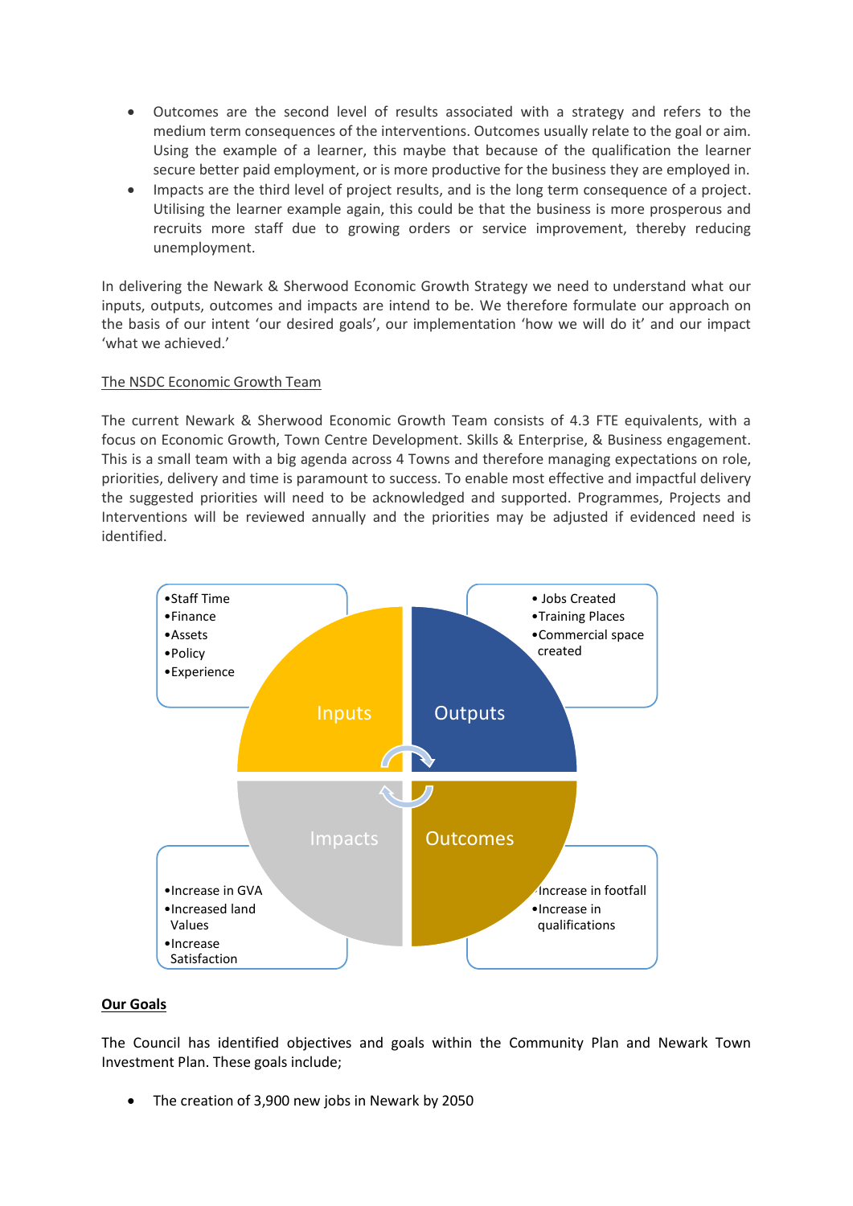- Outcomes are the second level of results associated with a strategy and refers to the medium term consequences of the interventions. Outcomes usually relate to the goal or aim. Using the example of a learner, this maybe that because of the qualification the learner secure better paid employment, or is more productive for the business they are employed in.
- Impacts are the third level of project results, and is the long term consequence of a project. Utilising the learner example again, this could be that the business is more prosperous and recruits more staff due to growing orders or service improvement, thereby reducing unemployment.

In delivering the Newark & Sherwood Economic Growth Strategy we need to understand what our inputs, outputs, outcomes and impacts are intend to be. We therefore formulate our approach on the basis of our intent 'our desired goals', our implementation 'how we will do it' and our impact 'what we achieved.'

The NSDC Economic Growth Team

The current Newark & Sherwood Economic Growth Team consists of 4.3 FTE equivalents, with a focus on Economic Growth, Town Centre Development. Skills & Enterprise, & Business engagement. This is a small team with a big agenda across 4 Towns and therefore managing expectations on role, priorities, delivery and time is paramount to success. To enable most effective and impactful delivery the suggested priorities will need to be acknowledged and supported. Programmes, Projects and Interventions will be reviewed annually and the priorities may be adjusted if evidenced need is identified.

**Inputs**
- Staff Time
- Finance
- Assets
- Policy
- Experience

**Outputs**
- Jobs Created
- Training Places
- Commercial space created

**Outcomes**
- Increase in footfall
- Increase in qualifications

**Impacts**
- Increase in GVA
- Increased land Values
- Increase Satisfaction

**Our Goals**

The Council has identified objectives and goals within the Community Plan and Newark Town Investment Plan. These goals include;

- The creation of 3,900 new jobs in Newark by 2050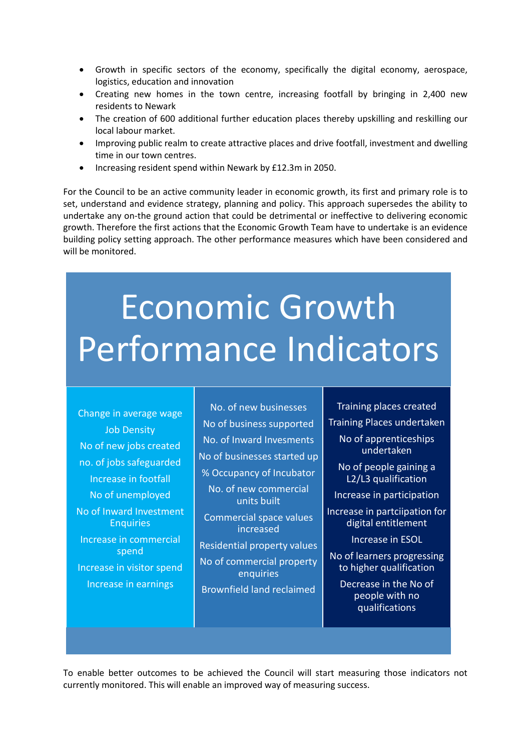- Growth in specific sectors of the economy, specifically the digital economy, aerospace, logistics, education and innovation
- Creating new homes in the town centre, increasing footfall by bringing in 2,400 new residents to Newark
- The creation of 600 additional further education places thereby upskilling and reskilling our local labour market.
- Improving public realm to create attractive places and drive footfall, investment and dwelling time in our town centres.
- Increasing resident spend within Newark by £12.3m in 2050.

For the Council to be an active community leader in economic growth, its first and primary role is to set, understand and evidence strategy, planning and policy. This approach supersedes the ability to undertake any on-the ground action that could be detrimental or ineffective to delivering economic growth. Therefore the first actions that the Economic Growth Team have to undertake is an evidence building policy setting approach. The other performance measures which have been considered and will be monitored.

## Economic Growth Performance Indicators

| | | |
|---|---|---|
| Change in average wage | No. of new businesses | Training places created |
| Job Density | No of business supported | Training Places undertaken |
| No of new jobs created | No. of Inward Invesments | No of apprenticeships undertaken |
| no. of jobs safeguarded | No of businesses started up | No of people gaining a L2/L3 qualification |
| Increase in footfall | % Occupancy of Incubator | Increase in participation |
| No of unemployed | No. of new commercial units built | Increase in partciipation for digital entitlement |
| No of Inward Investment Enquiries | Commercial space values increased | Increase in ESOL |
| Increase in commercial spend | Residential property values | No of learners progressing to higher qualification |
| Increase in visitor spend | No of commercial property enquiries | Decrease in the No of people with no qualifications |
| Increase in earnings | Brownfield land reclaimed | |

To enable better outcomes to be achieved the Council will start measuring those indicators not currently monitored. This will enable an improved way of measuring success.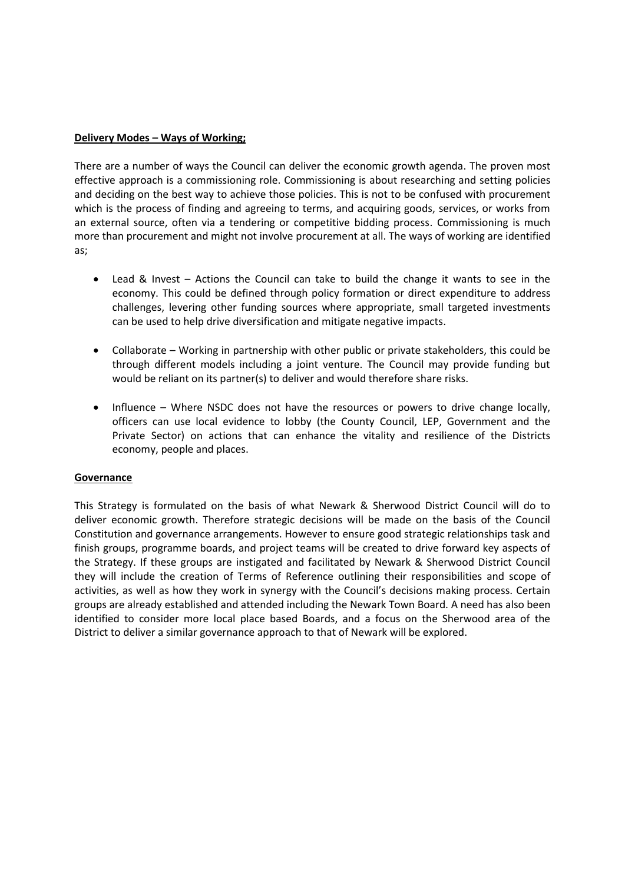**Delivery Modes – Ways of Working;**

There are a number of ways the Council can deliver the economic growth agenda. The proven most effective approach is a commissioning role. Commissioning is about researching and setting policies and deciding on the best way to achieve those policies. This is not to be confused with procurement which is the process of finding and agreeing to terms, and acquiring goods, services, or works from an external source, often via a tendering or competitive bidding process. Commissioning is much more than procurement and might not involve procurement at all. The ways of working are identified as;

- Lead & Invest – Actions the Council can take to build the change it wants to see in the economy. This could be defined through policy formation or direct expenditure to address challenges, levering other funding sources where appropriate, small targeted investments can be used to help drive diversification and mitigate negative impacts.
- Collaborate – Working in partnership with other public or private stakeholders, this could be through different models including a joint venture. The Council may provide funding but would be reliant on its partner(s) to deliver and would therefore share risks.
- Influence – Where NSDC does not have the resources or powers to drive change locally, officers can use local evidence to lobby (the County Council, LEP, Government and the Private Sector) on actions that can enhance the vitality and resilience of the Districts economy, people and places.

**Governance**

This Strategy is formulated on the basis of what Newark & Sherwood District Council will do to deliver economic growth. Therefore strategic decisions will be made on the basis of the Council Constitution and governance arrangements. However to ensure good strategic relationships task and finish groups, programme boards, and project teams will be created to drive forward key aspects of the Strategy. If these groups are instigated and facilitated by Newark & Sherwood District Council they will include the creation of Terms of Reference outlining their responsibilities and scope of activities, as well as how they work in synergy with the Council's decisions making process. Certain groups are already established and attended including the Newark Town Board. A need has also been identified to consider more local place based Boards, and a focus on the Sherwood area of the District to deliver a similar governance approach to that of Newark will be explored.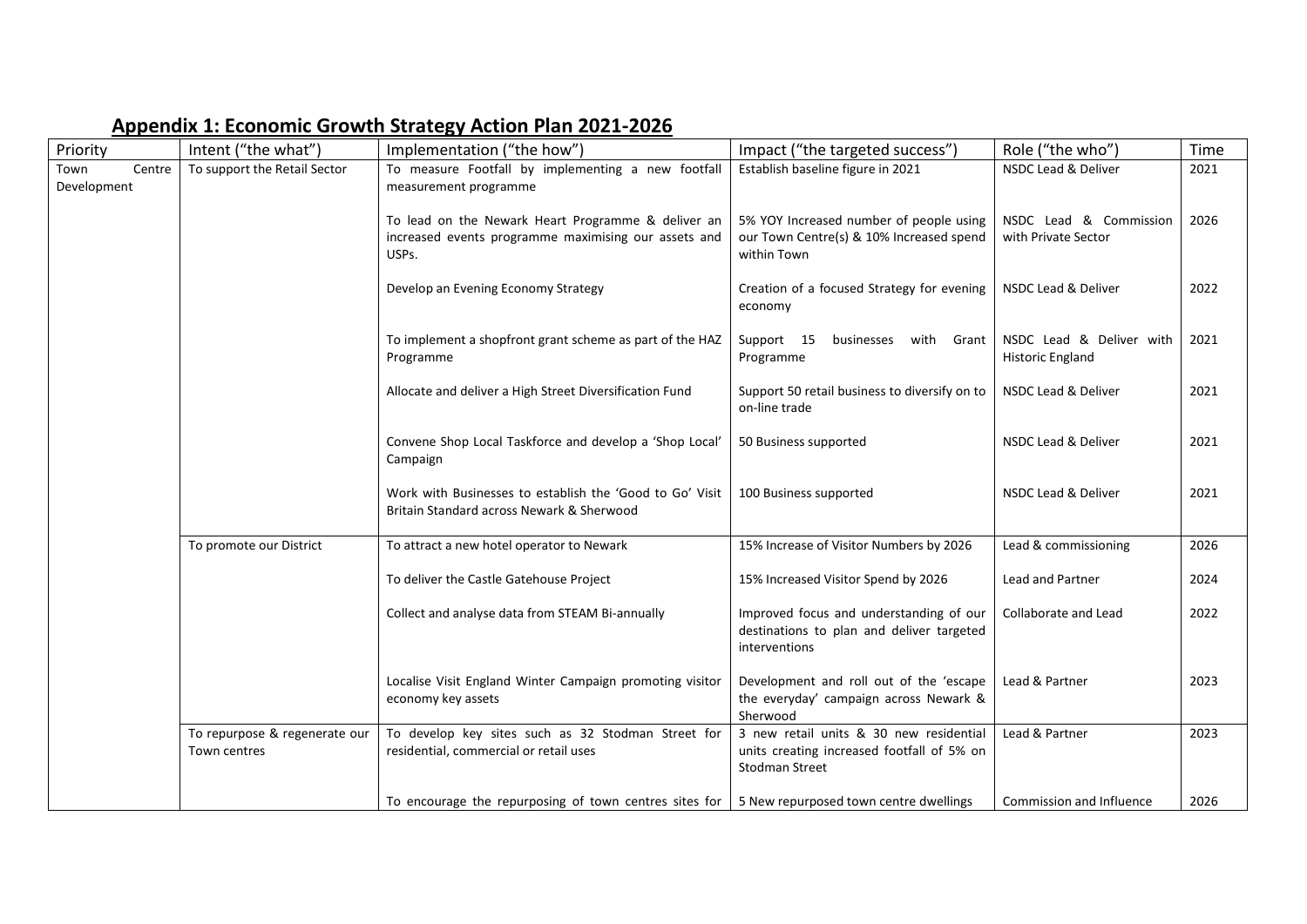## Appendix 1: Economic Growth Strategy Action Plan 2021-2026

| Priority | Intent ("the what") | Implementation ("the how") | Impact ("the targeted success") | Role ("the who") | Time |
|---|---|---|---|---|---|
| Town Centre Development | To support the Retail Sector | To measure Footfall by implementing a new footfall measurement programme | Establish baseline figure in 2021 | NSDC Lead & Deliver | 2021 |
| | | To lead on the Newark Heart Programme & deliver an increased events programme maximising our assets and USPs. | 5% YOY Increased number of people using our Town Centre(s) & 10% Increased spend within Town | NSDC Lead & Commission with Private Sector | 2026 |
| | | Develop an Evening Economy Strategy | Creation of a focused Strategy for evening economy | NSDC Lead & Deliver | 2022 |
| | | To implement a shopfront grant scheme as part of the HAZ Programme | Support 15 businesses with Grant Programme | NSDC Lead & Deliver with Historic England | 2021 |
| | | Allocate and deliver a High Street Diversification Fund | Support 50 retail business to diversify on to on-line trade | NSDC Lead & Deliver | 2021 |
| | | Convene Shop Local Taskforce and develop a 'Shop Local' Campaign | 50 Business supported | NSDC Lead & Deliver | 2021 |
| | | Work with Businesses to establish the 'Good to Go' Visit Britain Standard across Newark & Sherwood | 100 Business supported | NSDC Lead & Deliver | 2021 |
| | To promote our District | To attract a new hotel operator to Newark | 15% Increase of Visitor Numbers by 2026 | Lead & commissioning | 2026 |
| | | To deliver the Castle Gatehouse Project | 15% Increased Visitor Spend by 2026 | Lead and Partner | 2024 |
| | | Collect and analyse data from STEAM Bi-annually | Improved focus and understanding of our destinations to plan and deliver targeted interventions | Collaborate and Lead | 2022 |
| | | Localise Visit England Winter Campaign promoting visitor economy key assets | Development and roll out of the 'escape the everyday' campaign across Newark & Sherwood | Lead & Partner | 2023 |
| | To repurpose & regenerate our Town centres | To develop key sites such as 32 Stodman Street for residential, commercial or retail uses | 3 new retail units & 30 new residential units creating increased footfall of 5% on Stodman Street | Lead & Partner | 2023 |
| | | To encourage the repurposing of town centres sites for | 5 New repurposed town centre dwellings | Commission and Influence | 2026 |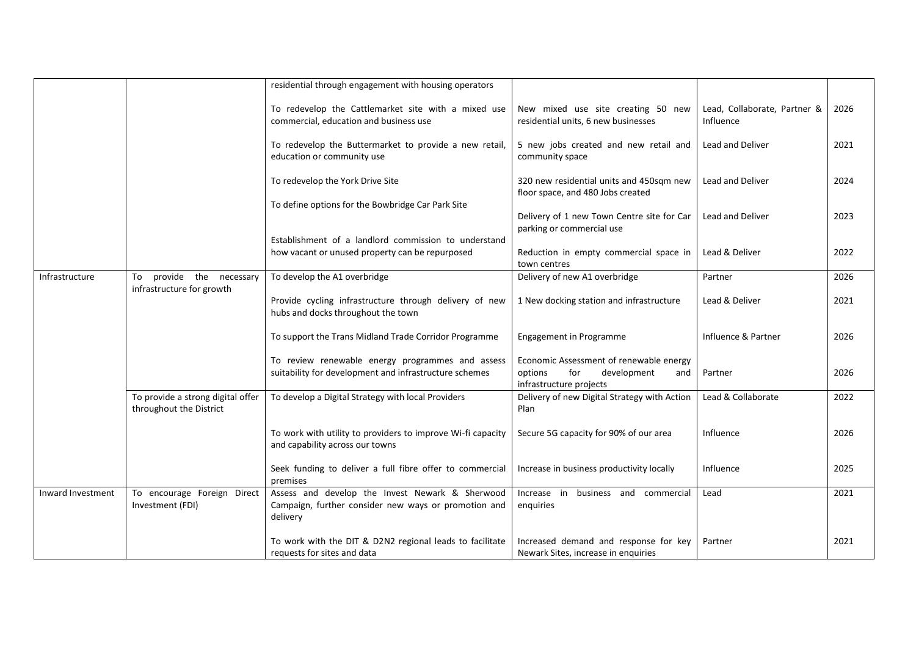| | | residential through engagement with housing operators | | | |
|---|---|---|---|---|---|
| | | To redevelop the Cattlemarket site with a mixed use commercial, education and business use | New mixed use site creating 50 new residential units, 6 new businesses | Lead, Collaborate, Partner & Influence | 2026 |
| | | To redevelop the Buttermarket to provide a new retail, education or community use | 5 new jobs created and new retail and community space | Lead and Deliver | 2021 |
| | | To redevelop the York Drive Site | 320 new residential units and 450sqm new floor space, and 480 Jobs created | Lead and Deliver | 2024 |
| | | To define options for the Bowbridge Car Park Site | Delivery of 1 new Town Centre site for Car parking or commercial use | Lead and Deliver | 2023 |
| | | Establishment of a landlord commission to understand how vacant or unused property can be repurposed | Reduction in empty commercial space in town centres | Lead & Deliver | 2022 |
| Infrastructure | To provide the necessary infrastructure for growth | To develop the A1 overbridge | Delivery of new A1 overbridge | Partner | 2026 |
| | | Provide cycling infrastructure through delivery of new hubs and docks throughout the town | 1 New docking station and infrastructure | Lead & Deliver | 2021 |
| | | To support the Trans Midland Trade Corridor Programme | Engagement in Programme | Influence & Partner | 2026 |
| | | To review renewable energy programmes and assess suitability for development and infrastructure schemes | Economic Assessment of renewable energy options for development and infrastructure projects | Partner | 2026 |
| | To provide a strong digital offer throughout the District | To develop a Digital Strategy with local Providers | Delivery of new Digital Strategy with Action Plan | Lead & Collaborate | 2022 |
| | | To work with utility to providers to improve Wi-fi capacity and capability across our towns | Secure 5G capacity for 90% of our area | Influence | 2026 |
| | | Seek funding to deliver a full fibre offer to commercial premises | Increase in business productivity locally | Influence | 2025 |
| Inward Investment | To encourage Foreign Direct Investment (FDI) | Assess and develop the Invest Newark & Sherwood Campaign, further consider new ways or promotion and delivery | Increase in business and commercial enquiries | Lead | 2021 |
| | | To work with the DIT & D2N2 regional leads to facilitate requests for sites and data | Increased demand and response for key Newark Sites, increase in enquiries | Partner | 2021 |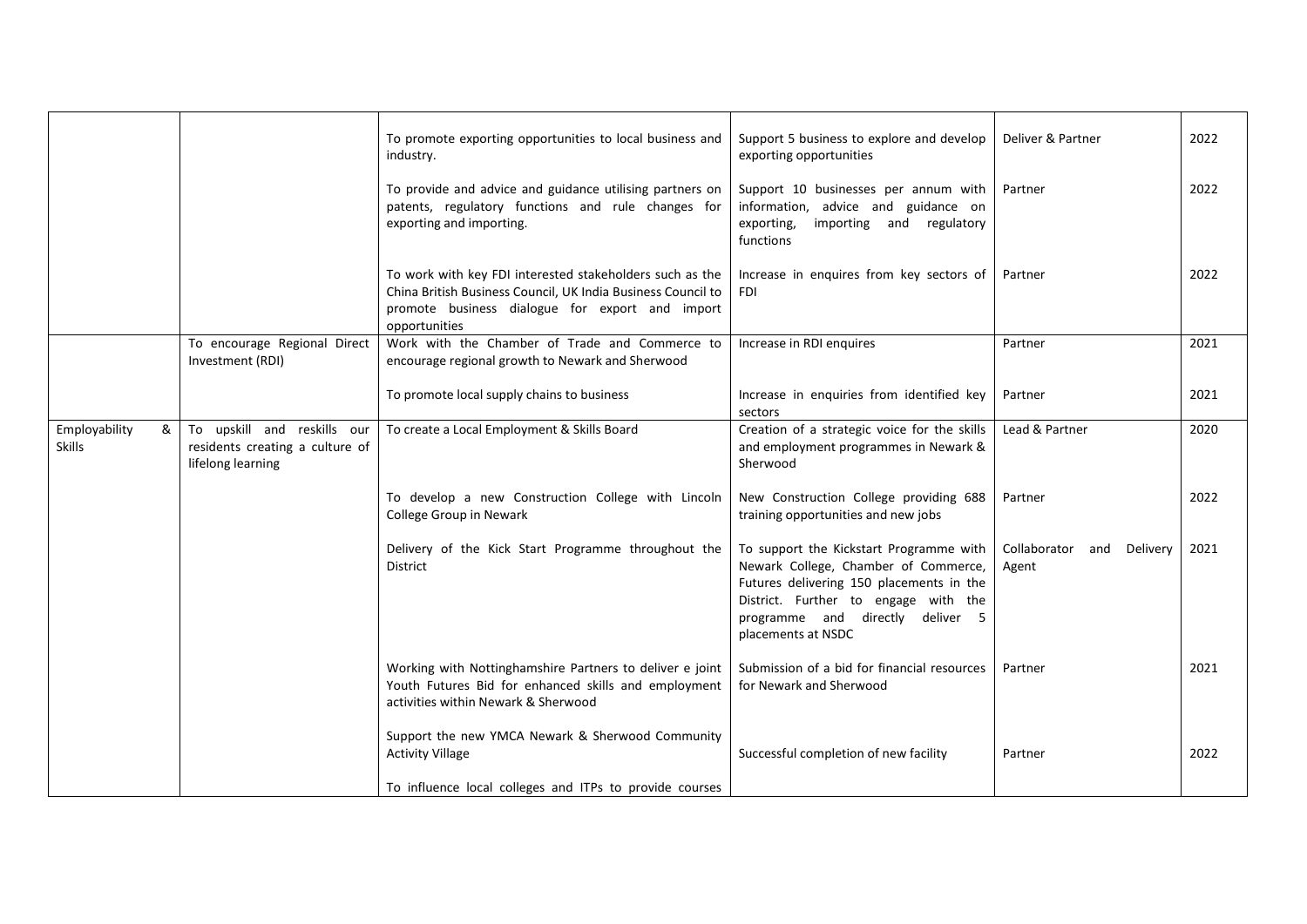| | | | | | |
|---|---|---|---|---|---|
| | | To promote exporting opportunities to local business and industry. | Support 5 business to explore and develop exporting opportunities | Deliver & Partner | 2022 |
| | | To provide and advice and guidance utilising partners on patents, regulatory functions and rule changes for exporting and importing. | Support 10 businesses per annum with information, advice and guidance on exporting, importing and regulatory functions | Partner | 2022 |
| | | To work with key FDI interested stakeholders such as the China British Business Council, UK India Business Council to promote business dialogue for export and import opportunities | Increase in enquires from key sectors of FDI | Partner | 2022 |
| | To encourage Regional Direct Investment (RDI) | Work with the Chamber of Trade and Commerce to encourage regional growth to Newark and Sherwood | Increase in RDI enquires | Partner | 2021 |
| | | To promote local supply chains to business | Increase in enquiries from identified key sectors | Partner | 2021 |
| Employability & Skills | To upskill and reskills our residents creating a culture of lifelong learning | To create a Local Employment & Skills Board | Creation of a strategic voice for the skills and employment programmes in Newark & Sherwood | Lead & Partner | 2020 |
| | | To develop a new Construction College with Lincoln College Group in Newark | New Construction College providing 688 training opportunities and new jobs | Partner | 2022 |
| | | Delivery of the Kick Start Programme throughout the District | To support the Kickstart Programme with Newark College, Chamber of Commerce, Futures delivering 150 placements in the District. Further to engage with the programme and directly deliver 5 placements at NSDC | Collaborator and Delivery Agent | 2021 |
| | | Working with Nottinghamshire Partners to deliver e joint Youth Futures Bid for enhanced skills and employment activities within Newark & Sherwood | Submission of a bid for financial resources for Newark and Sherwood | Partner | 2021 |
| | | Support the new YMCA Newark & Sherwood Community Activity Village | Successful completion of new facility | Partner | 2022 |
| | | To influence local colleges and ITPs to provide courses | | | |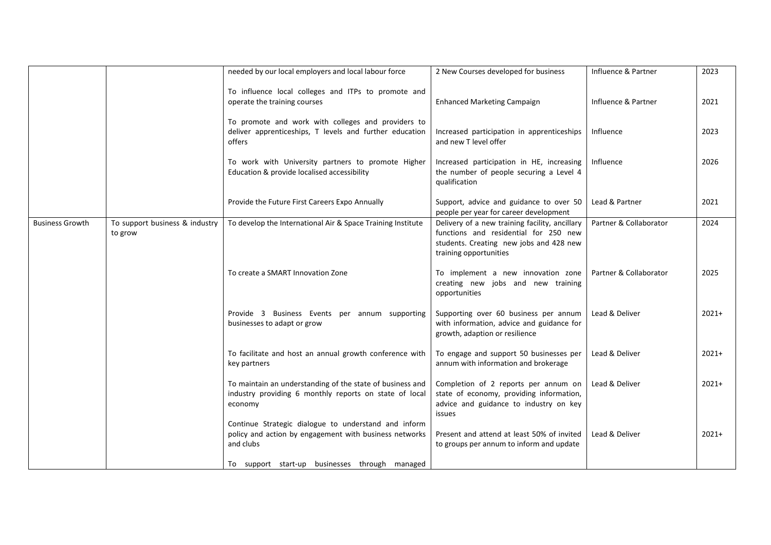| | | | | | |
|---|---|---|---|---|---|
| | | needed by our local employers and local labour force | 2 New Courses developed for business | Influence & Partner | 2023 |
| | | To influence local colleges and ITPs to promote and operate the training courses | Enhanced Marketing Campaign | Influence & Partner | 2021 |
| | | To promote and work with colleges and providers to deliver apprenticeships, T levels and further education offers | Increased participation in apprenticeships and new T level offer | Influence | 2023 |
| | | To work with University partners to promote Higher Education & provide localised accessibility | Increased participation in HE, increasing the number of people securing a Level 4 qualification | Influence | 2026 |
| | | Provide the Future First Careers Expo Annually | Support, advice and guidance to over 50 people per year for career development | Lead & Partner | 2021 |
| Business Growth | To support business & industry to grow | To develop the International Air & Space Training Institute | Delivery of a new training facility, ancillary functions and residential for 250 new students. Creating new jobs and 428 new training opportunities | Partner & Collaborator | 2024 |
| | | To create a SMART Innovation Zone | To implement a new innovation zone creating new jobs and new training opportunities | Partner & Collaborator | 2025 |
| | | Provide 3 Business Events per annum supporting businesses to adapt or grow | Supporting over 60 business per annum with information, advice and guidance for growth, adaption or resilience | Lead & Deliver | 2021+ |
| | | To facilitate and host an annual growth conference with key partners | To engage and support 50 businesses per annum with information and brokerage | Lead & Deliver | 2021+ |
| | | To maintain an understanding of the state of business and industry providing 6 monthly reports on state of local economy | Completion of 2 reports per annum on state of economy, providing information, advice and guidance to industry on key issues | Lead & Deliver | 2021+ |
| | | Continue Strategic dialogue to understand and inform policy and action by engagement with business networks and clubs | Present and attend at least 50% of invited to groups per annum to inform and update | Lead & Deliver | 2021+ |
| | | To support start-up businesses through managed | | | |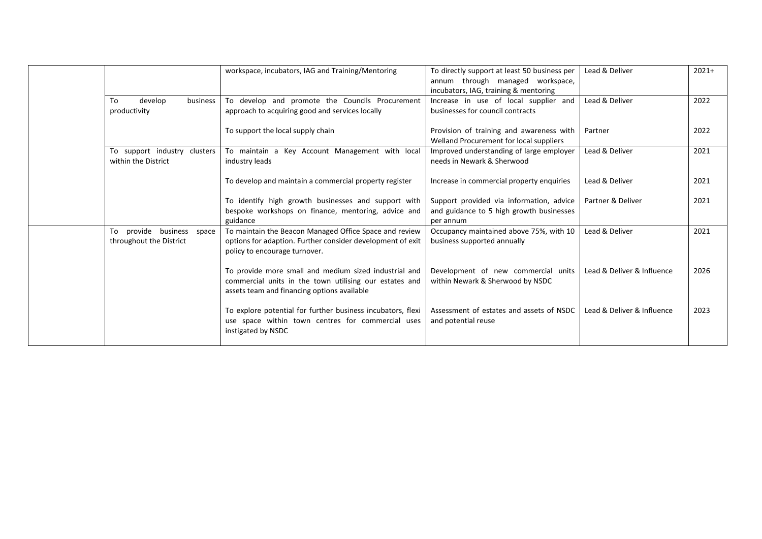| | | | | | |
|---|---|---|---|---|---|
| | | workspace, incubators, IAG and Training/Mentoring | To directly support at least 50 business per annum through managed workspace, incubators, IAG, training & mentoring | Lead & Deliver | 2021+ |
| | To develop business productivity | To develop and promote the Councils Procurement approach to acquiring good and services locally | Increase in use of local supplier and businesses for council contracts | Lead & Deliver | 2022 |
| | | To support the local supply chain | Provision of training and awareness with Welland Procurement for local suppliers | Partner | 2022 |
| | To support industry clusters within the District | To maintain a Key Account Management with local industry leads | Improved understanding of large employer needs in Newark & Sherwood | Lead & Deliver | 2021 |
| | | To develop and maintain a commercial property register | Increase in commercial property enquiries | Lead & Deliver | 2021 |
| | | To identify high growth businesses and support with bespoke workshops on finance, mentoring, advice and guidance | Support provided via information, advice and guidance to 5 high growth businesses per annum | Partner & Deliver | 2021 |
| | To provide business space throughout the District | To maintain the Beacon Managed Office Space and review options for adaption. Further consider development of exit policy to encourage turnover. | Occupancy maintained above 75%, with 10 business supported annually | Lead & Deliver | 2021 |
| | | To provide more small and medium sized industrial and commercial units in the town utilising our estates and assets team and financing options available | Development of new commercial units within Newark & Sherwood by NSDC | Lead & Deliver & Influence | 2026 |
| | | To explore potential for further business incubators, flexi use space within town centres for commercial uses instigated by NSDC | Assessment of estates and assets of NSDC and potential reuse | Lead & Deliver & Influence | 2023 |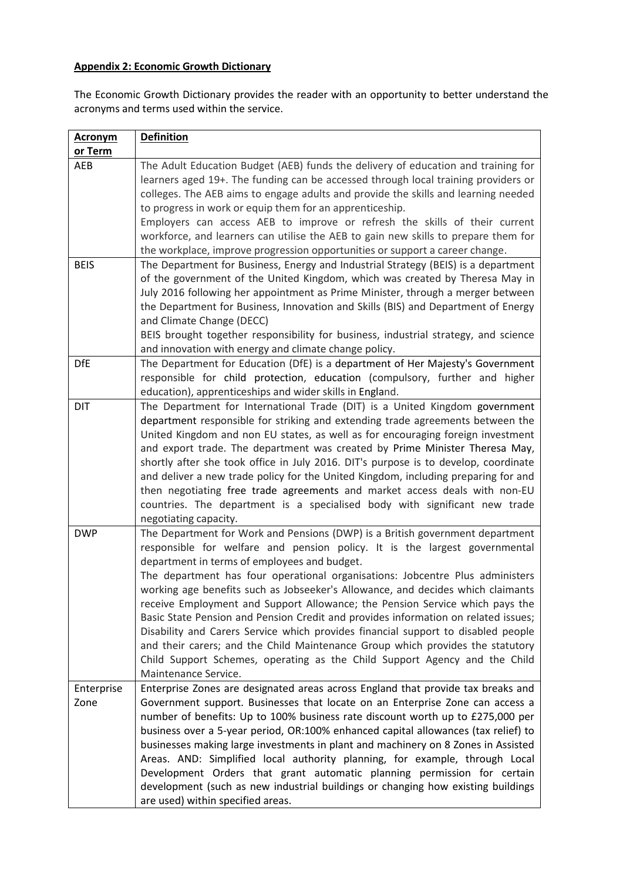**Appendix 2: Economic Growth Dictionary**

The Economic Growth Dictionary provides the reader with an opportunity to better understand the acronyms and terms used within the service.

| **Acronym or Term** | **Definition** |
|---|---|
| AEB | The Adult Education Budget (AEB) funds the delivery of education and training for learners aged 19+. The funding can be accessed through local training providers or colleges. The AEB aims to engage adults and provide the skills and learning needed to progress in work or equip them for an apprenticeship.<br>Employers can access AEB to improve or refresh the skills of their current workforce, and learners can utilise the AEB to gain new skills to prepare them for the workplace, improve progression opportunities or support a career change. |
| BEIS | The Department for Business, Energy and Industrial Strategy (BEIS) is a department of the government of the United Kingdom, which was created by Theresa May in July 2016 following her appointment as Prime Minister, through a merger between the Department for Business, Innovation and Skills (BIS) and Department of Energy and Climate Change (DECC)<br>BEIS brought together responsibility for business, industrial strategy, and science and innovation with energy and climate change policy. |
| DfE | The Department for Education (DfE) is a department of Her Majesty's Government responsible for child protection, education (compulsory, further and higher education), apprenticeships and wider skills in England. |
| DIT | The Department for International Trade (DIT) is a United Kingdom government department responsible for striking and extending trade agreements between the United Kingdom and non EU states, as well as for encouraging foreign investment and export trade. The department was created by Prime Minister Theresa May, shortly after she took office in July 2016. DIT's purpose is to develop, coordinate and deliver a new trade policy for the United Kingdom, including preparing for and then negotiating free trade agreements and market access deals with non-EU countries. The department is a specialised body with significant new trade negotiating capacity. |
| DWP | The Department for Work and Pensions (DWP) is a British government department responsible for welfare and pension policy. It is the largest governmental department in terms of employees and budget.<br>The department has four operational organisations: Jobcentre Plus administers working age benefits such as Jobseeker's Allowance, and decides which claimants receive Employment and Support Allowance; the Pension Service which pays the Basic State Pension and Pension Credit and provides information on related issues; Disability and Carers Service which provides financial support to disabled people and their carers; and the Child Maintenance Group which provides the statutory Child Support Schemes, operating as the Child Support Agency and the Child Maintenance Service. |
| Enterprise Zone | Enterprise Zones are designated areas across England that provide tax breaks and Government support. Businesses that locate on an Enterprise Zone can access a number of benefits: Up to 100% business rate discount worth up to £275,000 per business over a 5-year period, OR:100% enhanced capital allowances (tax relief) to businesses making large investments in plant and machinery on 8 Zones in Assisted Areas. AND: Simplified local authority planning, for example, through Local Development Orders that grant automatic planning permission for certain development (such as new industrial buildings or changing how existing buildings are used) within specified areas. |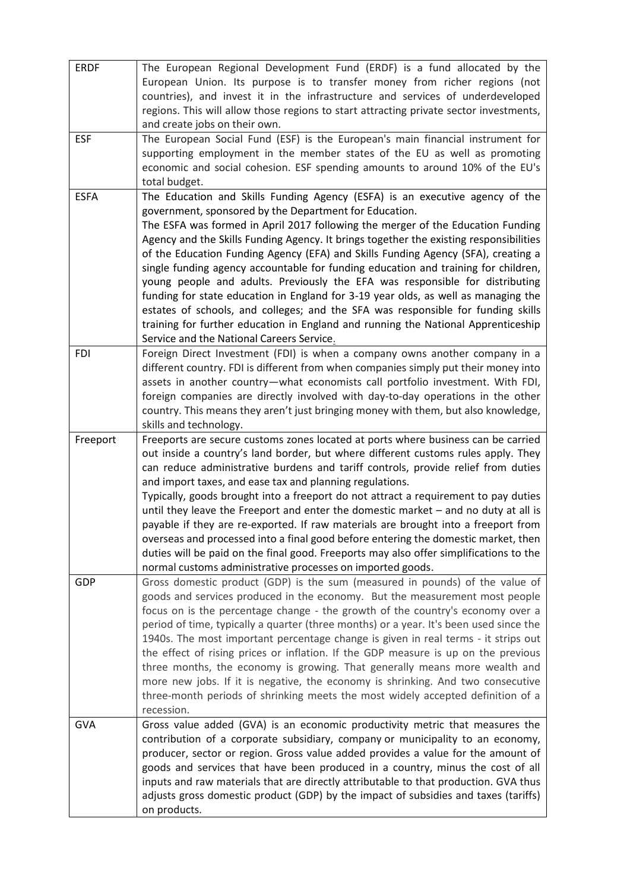| | |
|---|---|
| ERDF | The European Regional Development Fund (ERDF) is a fund allocated by the European Union. Its purpose is to transfer money from richer regions (not countries), and invest it in the infrastructure and services of underdeveloped regions. This will allow those regions to start attracting private sector investments, and create jobs on their own. |
| ESF | The European Social Fund (ESF) is the European's main financial instrument for supporting employment in the member states of the EU as well as promoting economic and social cohesion. ESF spending amounts to around 10% of the EU's total budget. |
| ESFA | The Education and Skills Funding Agency (ESFA) is an executive agency of the government, sponsored by the Department for Education.<br>The ESFA was formed in April 2017 following the merger of the Education Funding Agency and the Skills Funding Agency. It brings together the existing responsibilities of the Education Funding Agency (EFA) and Skills Funding Agency (SFA), creating a single funding agency accountable for funding education and training for children, young people and adults. Previously the EFA was responsible for distributing funding for state education in England for 3-19 year olds, as well as managing the estates of schools, and colleges; and the SFA was responsible for funding skills training for further education in England and running the National Apprenticeship Service and the National Careers Service. |
| FDI | Foreign Direct Investment (FDI) is when a company owns another company in a different country. FDI is different from when companies simply put their money into assets in another country—what economists call portfolio investment. With FDI, foreign companies are directly involved with day-to-day operations in the other country. This means they aren't just bringing money with them, but also knowledge, skills and technology. |
| Freeport | Freeports are secure customs zones located at ports where business can be carried out inside a country's land border, but where different customs rules apply. They can reduce administrative burdens and tariff controls, provide relief from duties and import taxes, and ease tax and planning regulations.<br>Typically, goods brought into a freeport do not attract a requirement to pay duties until they leave the Freeport and enter the domestic market – and no duty at all is payable if they are re-exported. If raw materials are brought into a freeport from overseas and processed into a final good before entering the domestic market, then duties will be paid on the final good. Freeports may also offer simplifications to the normal customs administrative processes on imported goods. |
| GDP | Gross domestic product (GDP) is the sum (measured in pounds) of the value of goods and services produced in the economy. But the measurement most people focus on is the percentage change - the growth of the country's economy over a period of time, typically a quarter (three months) or a year. It's been used since the 1940s. The most important percentage change is given in real terms - it strips out the effect of rising prices or inflation. If the GDP measure is up on the previous three months, the economy is growing. That generally means more wealth and more new jobs. If it is negative, the economy is shrinking. And two consecutive three-month periods of shrinking meets the most widely accepted definition of a recession. |
| GVA | Gross value added (GVA) is an economic productivity metric that measures the contribution of a corporate subsidiary, company or municipality to an economy, producer, sector or region. Gross value added provides a value for the amount of goods and services that have been produced in a country, minus the cost of all inputs and raw materials that are directly attributable to that production. GVA thus adjusts gross domestic product (GDP) by the impact of subsidies and taxes (tariffs) on products. |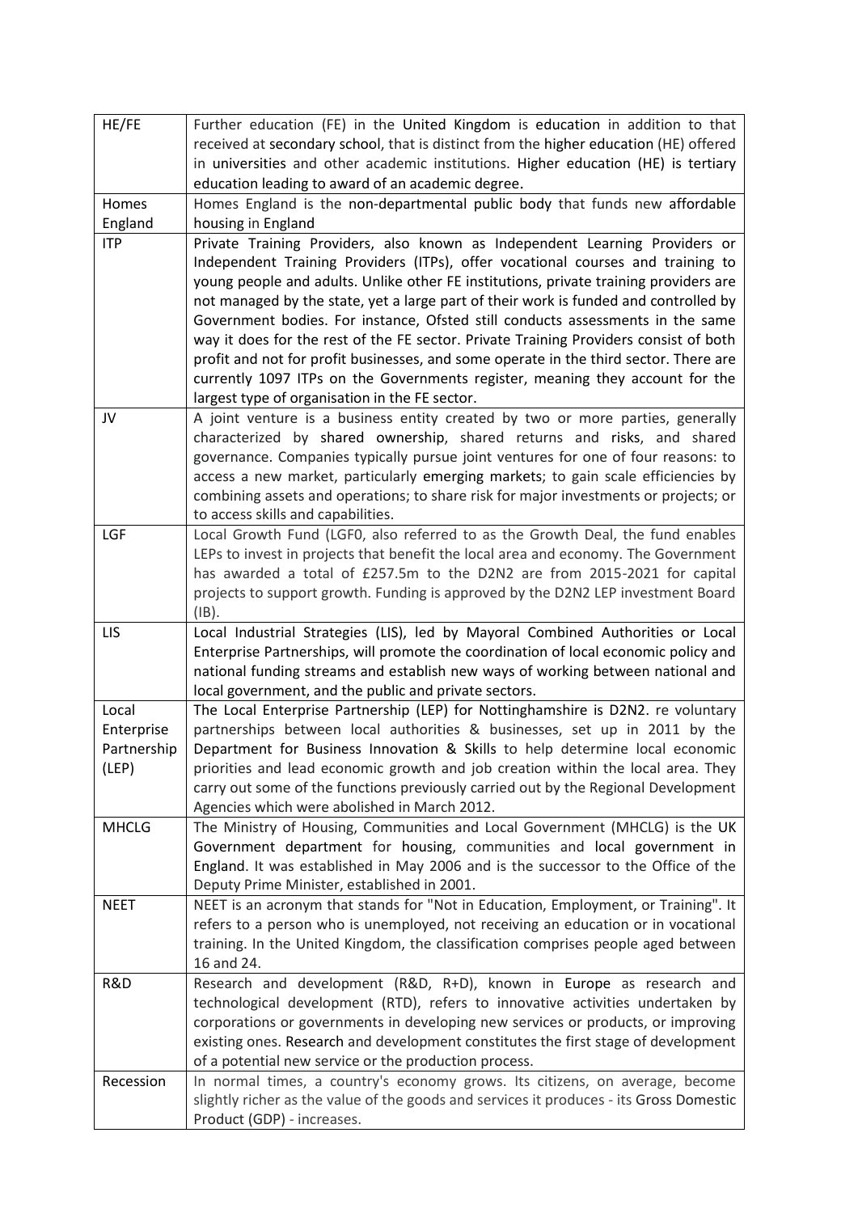| | |
|---|---|
| HE/FE | Further education (FE) in the United Kingdom is education in addition to that received at secondary school, that is distinct from the higher education (HE) offered in universities and other academic institutions. Higher education (HE) is tertiary education leading to award of an academic degree. |
| Homes England | Homes England is the non-departmental public body that funds new affordable housing in England |
| ITP | Private Training Providers, also known as Independent Learning Providers or Independent Training Providers (ITPs), offer vocational courses and training to young people and adults. Unlike other FE institutions, private training providers are not managed by the state, yet a large part of their work is funded and controlled by Government bodies. For instance, Ofsted still conducts assessments in the same way it does for the rest of the FE sector. Private Training Providers consist of both profit and not for profit businesses, and some operate in the third sector. There are currently 1097 ITPs on the Governments register, meaning they account for the largest type of organisation in the FE sector. |
| JV | A joint venture is a business entity created by two or more parties, generally characterized by shared ownership, shared returns and risks, and shared governance. Companies typically pursue joint ventures for one of four reasons: to access a new market, particularly emerging markets; to gain scale efficiencies by combining assets and operations; to share risk for major investments or projects; or to access skills and capabilities. |
| LGF | Local Growth Fund (LGF0, also referred to as the Growth Deal, the fund enables LEPs to invest in projects that benefit the local area and economy. The Government has awarded a total of £257.5m to the D2N2 are from 2015-2021 for capital projects to support growth. Funding is approved by the D2N2 LEP investment Board (IB). |
| LIS | Local Industrial Strategies (LIS), led by Mayoral Combined Authorities or Local Enterprise Partnerships, will promote the coordination of local economic policy and national funding streams and establish new ways of working between national and local government, and the public and private sectors. |
| Local Enterprise Partnership (LEP) | The Local Enterprise Partnership (LEP) for Nottinghamshire is D2N2. re voluntary partnerships between local authorities & businesses, set up in 2011 by the Department for Business Innovation & Skills to help determine local economic priorities and lead economic growth and job creation within the local area. They carry out some of the functions previously carried out by the Regional Development Agencies which were abolished in March 2012. |
| MHCLG | The Ministry of Housing, Communities and Local Government (MHCLG) is the UK Government department for housing, communities and local government in England. It was established in May 2006 and is the successor to the Office of the Deputy Prime Minister, established in 2001. |
| NEET | NEET is an acronym that stands for "Not in Education, Employment, or Training". It refers to a person who is unemployed, not receiving an education or in vocational training. In the United Kingdom, the classification comprises people aged between 16 and 24. |
| R&D | Research and development (R&D, R+D), known in Europe as research and technological development (RTD), refers to innovative activities undertaken by corporations or governments in developing new services or products, or improving existing ones. Research and development constitutes the first stage of development of a potential new service or the production process. |
| Recession | In normal times, a country's economy grows. Its citizens, on average, become slightly richer as the value of the goods and services it produces - its Gross Domestic Product (GDP) - increases. |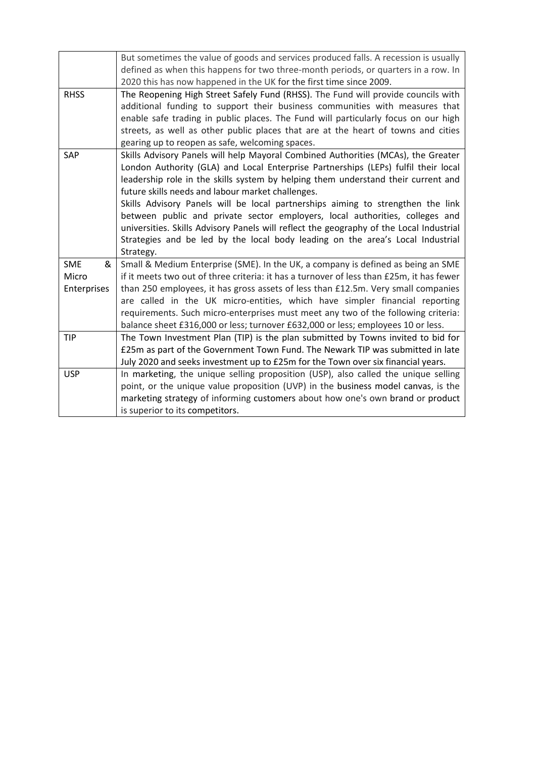| | |
|---|---|
| | But sometimes the value of goods and services produced falls. A recession is usually defined as when this happens for two three-month periods, or quarters in a row. In 2020 this has now happened in the UK for the first time since 2009. |
| RHSS | The Reopening High Street Safely Fund (RHSS). The Fund will provide councils with additional funding to support their business communities with measures that enable safe trading in public places. The Fund will particularly focus on our high streets, as well as other public places that are at the heart of towns and cities gearing up to reopen as safe, welcoming spaces. |
| SAP | Skills Advisory Panels will help Mayoral Combined Authorities (MCAs), the Greater London Authority (GLA) and Local Enterprise Partnerships (LEPs) fulfil their local leadership role in the skills system by helping them understand their current and future skills needs and labour market challenges.<br>Skills Advisory Panels will be local partnerships aiming to strengthen the link between public and private sector employers, local authorities, colleges and universities. Skills Advisory Panels will reflect the geography of the Local Industrial Strategies and be led by the local body leading on the area's Local Industrial Strategy. |
| SME & Micro Enterprises | Small & Medium Enterprise (SME). In the UK, a company is defined as being an SME if it meets two out of three criteria: it has a turnover of less than £25m, it has fewer than 250 employees, it has gross assets of less than £12.5m. Very small companies are called in the UK micro-entities, which have simpler financial reporting requirements. Such micro-enterprises must meet any two of the following criteria: balance sheet £316,000 or less; turnover £632,000 or less; employees 10 or less. |
| TIP | The Town Investment Plan (TIP) is the plan submitted by Towns invited to bid for £25m as part of the Government Town Fund. The Newark TIP was submitted in late July 2020 and seeks investment up to £25m for the Town over six financial years. |
| USP | In marketing, the unique selling proposition (USP), also called the unique selling point, or the unique value proposition (UVP) in the business model canvas, is the marketing strategy of informing customers about how one's own brand or product is superior to its competitors. |